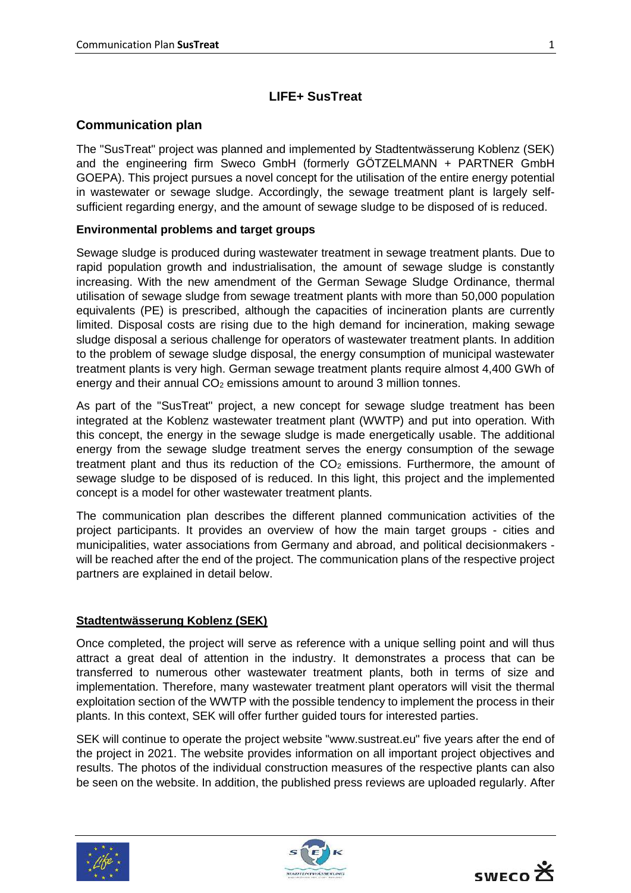## LIFE+ SusTreat

### Communication plan

The "SusTreat" project was planned and implemented by Stadtentwässerung Koblenz (SEK) and the engineering firm Sweco GmbH (formerly GÖTZELMANN + PARTNER GmbH GOEPA). This project pursues a novel concept for the utilisation of the entire energy potential in wastewater or sewage sludge. Accordingly, the sewage treatment plant is largely self-sufficient regarding energy, and the amount of sewage sludge to be disposed of is reduced.

**Environmental problems and target groups**

Sewage sludge is produced during wastewater treatment in sewage treatment plants. Due to rapid population growth and industrialisation, the amount of sewage sludge is constantly increasing. With the new amendment of the German Sewage Sludge Ordinance, thermal utilisation of sewage sludge from sewage treatment plants with more than 50,000 population equivalents (PE) is prescribed, although the capacities of incineration plants are currently limited. Disposal costs are rising due to the high demand for incineration, making sewage sludge disposal a serious challenge for operators of wastewater treatment plants. In addition to the problem of sewage sludge disposal, the energy consumption of municipal wastewater treatment plants is very high. German sewage treatment plants require almost 4,400 GWh of energy and their annual $CO_2$ emissions amount to around 3 million tonnes.

As part of the "SusTreat" project, a new concept for sewage sludge treatment has been integrated at the Koblenz wastewater treatment plant (WWTP) and put into operation. With this concept, the energy in the sewage sludge is made energetically usable. The additional energy from the sewage sludge treatment serves the energy consumption of the sewage treatment plant and thus its reduction of the $CO_2$ emissions. Furthermore, the amount of sewage sludge to be disposed of is reduced. In this light, this project and the implemented concept is a model for other wastewater treatment plants.

The communication plan describes the different planned communication activities of the project participants. It provides an overview of how the main target groups - cities and municipalities, water associations from Germany and abroad, and political decisionmakers - will be reached after the end of the project. The communication plans of the respective project partners are explained in detail below.

**Stadtentwässerung Koblenz (SEK)**

Once completed, the project will serve as reference with a unique selling point and will thus attract a great deal of attention in the industry. It demonstrates a process that can be transferred to numerous other wastewater treatment plants, both in terms of size and implementation. Therefore, many wastewater treatment plant operators will visit the thermal exploitation section of the WWTP with the possible tendency to implement the process in their plants. In this context, SEK will offer further guided tours for interested parties.

SEK will continue to operate the project website "www.sustreat.eu" five years after the end of the project in 2021. The website provides information on all important project objectives and results. The photos of the individual construction measures of the respective plants can also be seen on the website. In addition, the published press reviews are uploaded regularly. After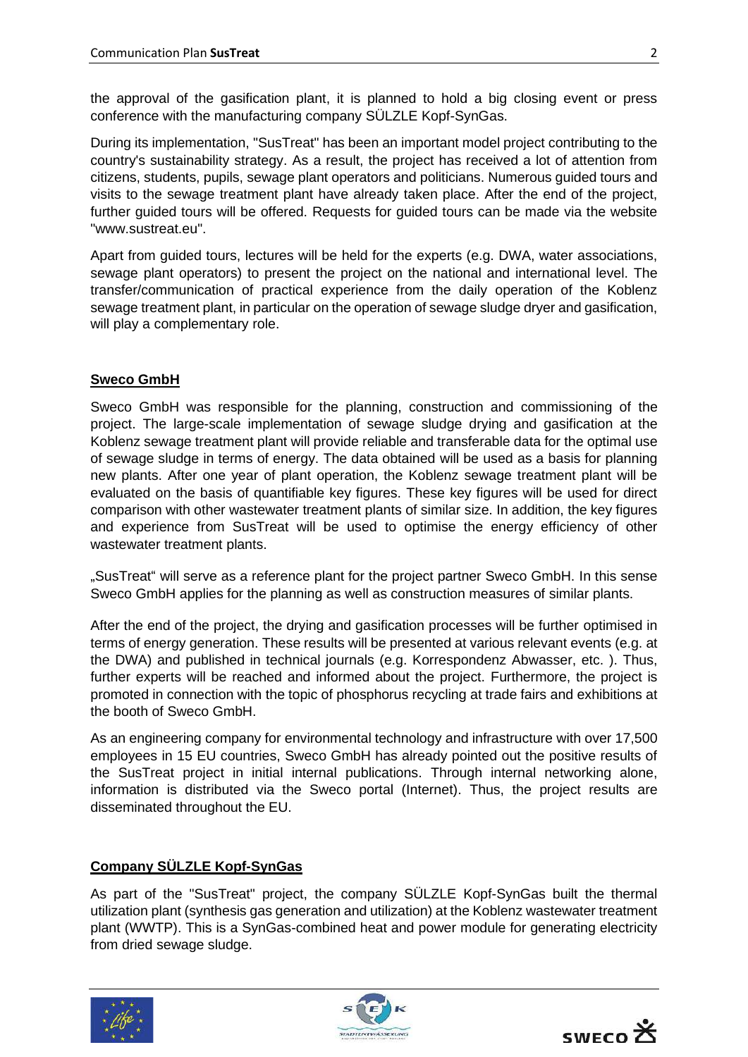the approval of the gasification plant, it is planned to hold a big closing event or press conference with the manufacturing company SÜLZLE Kopf-SynGas.

During its implementation, "SusTreat" has been an important model project contributing to the country's sustainability strategy. As a result, the project has received a lot of attention from citizens, students, pupils, sewage plant operators and politicians. Numerous guided tours and visits to the sewage treatment plant have already taken place. After the end of the project, further guided tours will be offered. Requests for guided tours can be made via the website "www.sustreat.eu".

Apart from guided tours, lectures will be held for the experts (e.g. DWA, water associations, sewage plant operators) to present the project on the national and international level. The transfer/communication of practical experience from the daily operation of the Koblenz sewage treatment plant, in particular on the operation of sewage sludge dryer and gasification, will play a complementary role.

## Sweco GmbH

Sweco GmbH was responsible for the planning, construction and commissioning of the project. The large-scale implementation of sewage sludge drying and gasification at the Koblenz sewage treatment plant will provide reliable and transferable data for the optimal use of sewage sludge in terms of energy. The data obtained will be used as a basis for planning new plants. After one year of plant operation, the Koblenz sewage treatment plant will be evaluated on the basis of quantifiable key figures. These key figures will be used for direct comparison with other wastewater treatment plants of similar size. In addition, the key figures and experience from SusTreat will be used to optimise the energy efficiency of other wastewater treatment plants.

„SusTreat" will serve as a reference plant for the project partner Sweco GmbH. In this sense Sweco GmbH applies for the planning as well as construction measures of similar plants.

After the end of the project, the drying and gasification processes will be further optimised in terms of energy generation. These results will be presented at various relevant events (e.g. at the DWA) and published in technical journals (e.g. Korrespondenz Abwasser, etc. ). Thus, further experts will be reached and informed about the project. Furthermore, the project is promoted in connection with the topic of phosphorus recycling at trade fairs and exhibitions at the booth of Sweco GmbH.

As an engineering company for environmental technology and infrastructure with over 17,500 employees in 15 EU countries, Sweco GmbH has already pointed out the positive results of the SusTreat project in initial internal publications. Through internal networking alone, information is distributed via the Sweco portal (Internet). Thus, the project results are disseminated throughout the EU.

## Company SÜLZLE Kopf-SynGas

As part of the "SusTreat" project, the company SÜLZLE Kopf-SynGas built the thermal utilization plant (synthesis gas generation and utilization) at the Koblenz wastewater treatment plant (WWTP). This is a SynGas-combined heat and power module for generating electricity from dried sewage sludge.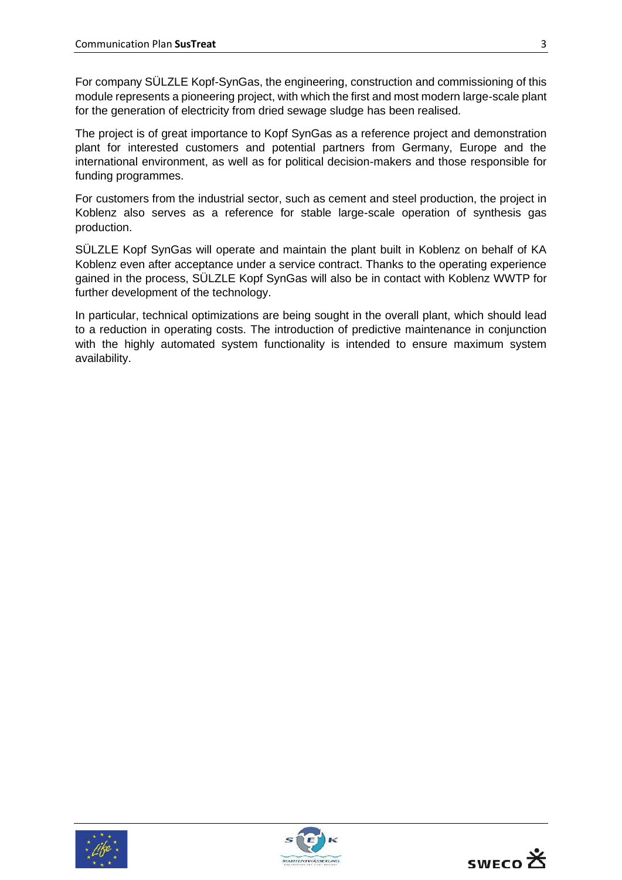For company SÜLZLE Kopf-SynGas, the engineering, construction and commissioning of this module represents a pioneering project, with which the first and most modern large-scale plant for the generation of electricity from dried sewage sludge has been realised.

The project is of great importance to Kopf SynGas as a reference project and demonstration plant for interested customers and potential partners from Germany, Europe and the international environment, as well as for political decision-makers and those responsible for funding programmes.

For customers from the industrial sector, such as cement and steel production, the project in Koblenz also serves as a reference for stable large-scale operation of synthesis gas production.

SÜLZLE Kopf SynGas will operate and maintain the plant built in Koblenz on behalf of KA Koblenz even after acceptance under a service contract. Thanks to the operating experience gained in the process, SÜLZLE Kopf SynGas will also be in contact with Koblenz WWTP for further development of the technology.

In particular, technical optimizations are being sought in the overall plant, which should lead to a reduction in operating costs. The introduction of predictive maintenance in conjunction with the highly automated system functionality is intended to ensure maximum system availability.